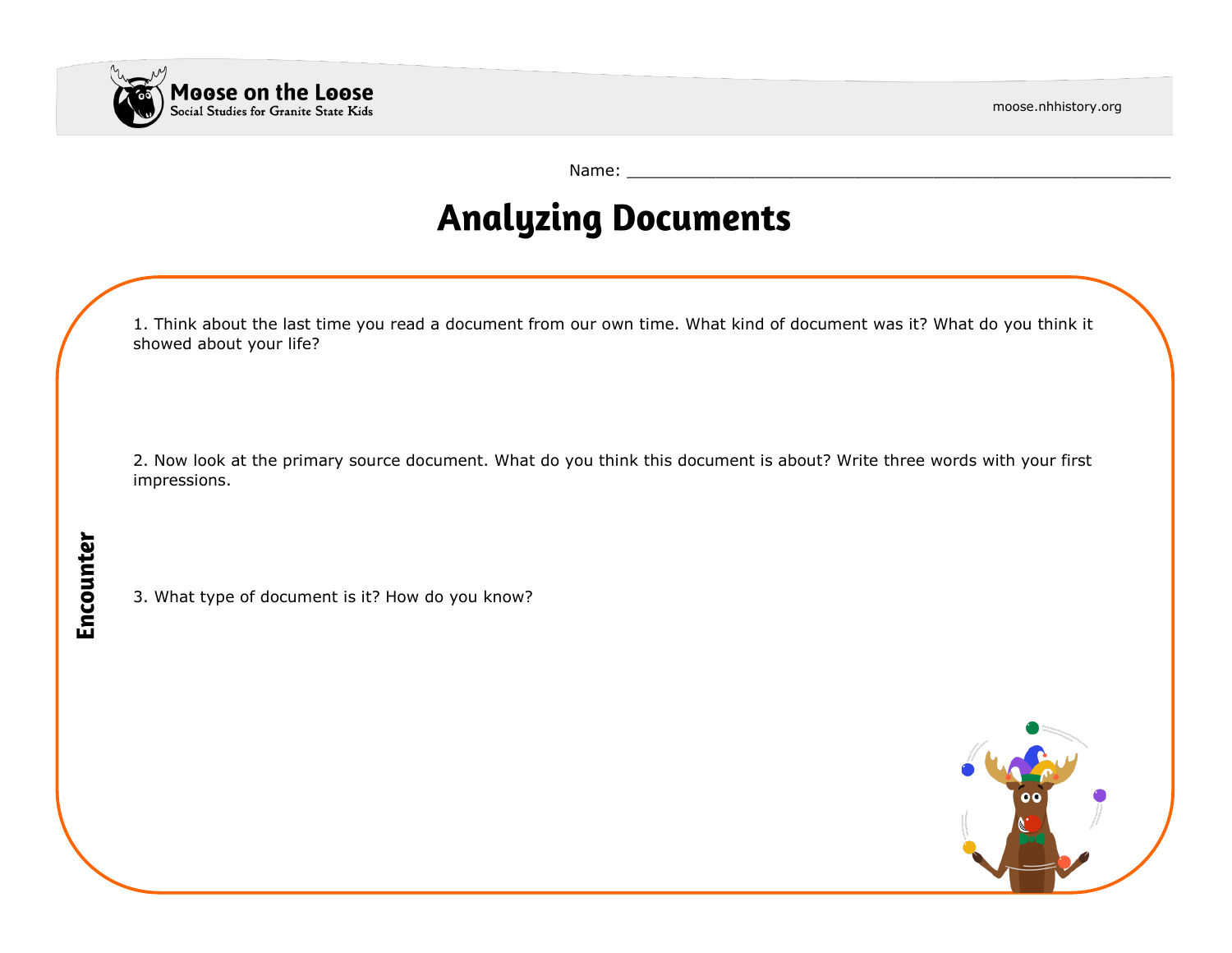Moose on the Loose
Social Studies for Granite State Kids

moose.nhhistory.org

Name: ___________________________________________________________

# Analyzing Documents

## Encounter

1. Think about the last time you read a document from our own time. What kind of document was it? What do you think it showed about your life?

2. Now look at the primary source document. What do you think this document is about? Write three words with your first impressions.

3. What type of document is it? How do you know?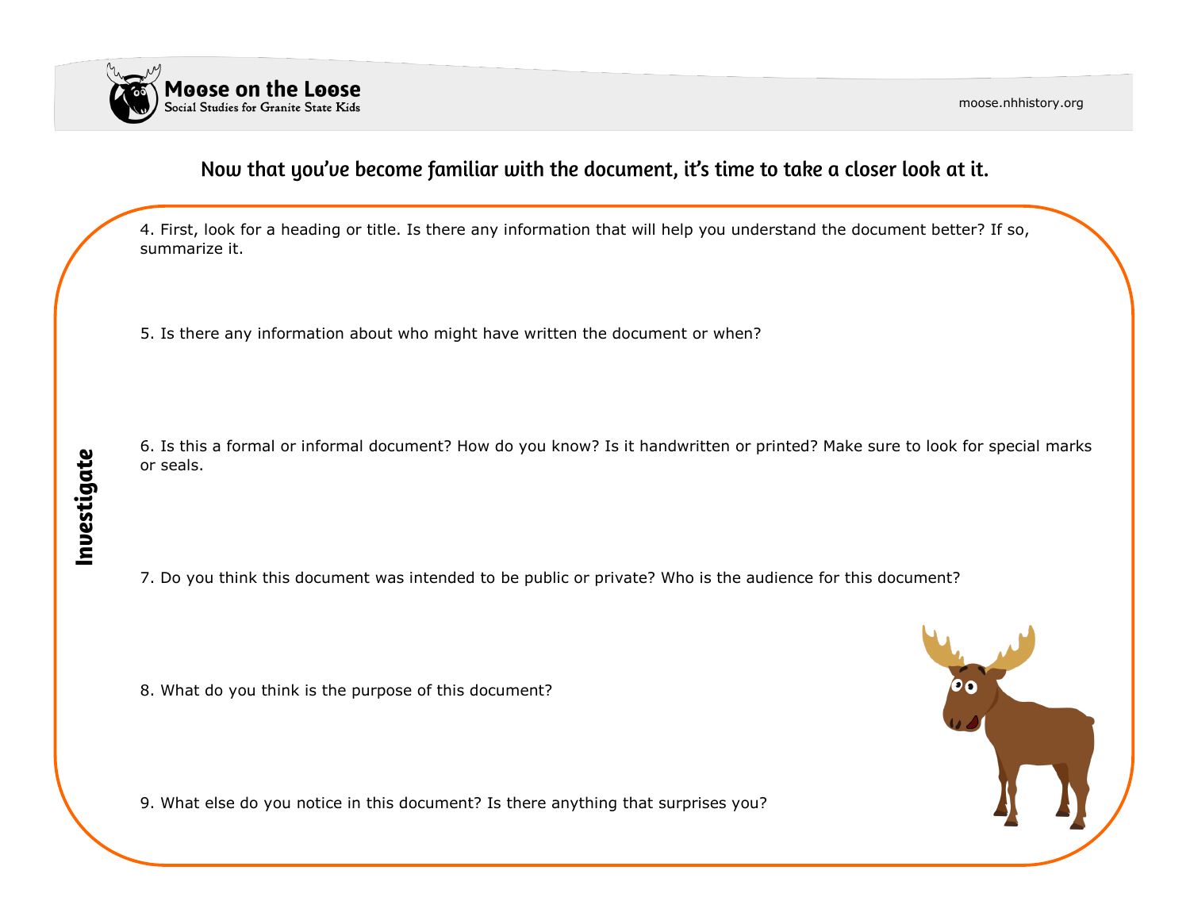Now that you've become familiar with the document, it's time to take a closer look at it.

## Investigate

4. First, look for a heading or title. Is there any information that will help you understand the document better? If so, summarize it.

5. Is there any information about who might have written the document or when?

6. Is this a formal or informal document? How do you know? Is it handwritten or printed? Make sure to look for special marks or seals.

7. Do you think this document was intended to be public or private? Who is the audience for this document?

8. What do you think is the purpose of this document?

9. What else do you notice in this document? Is there anything that surprises you?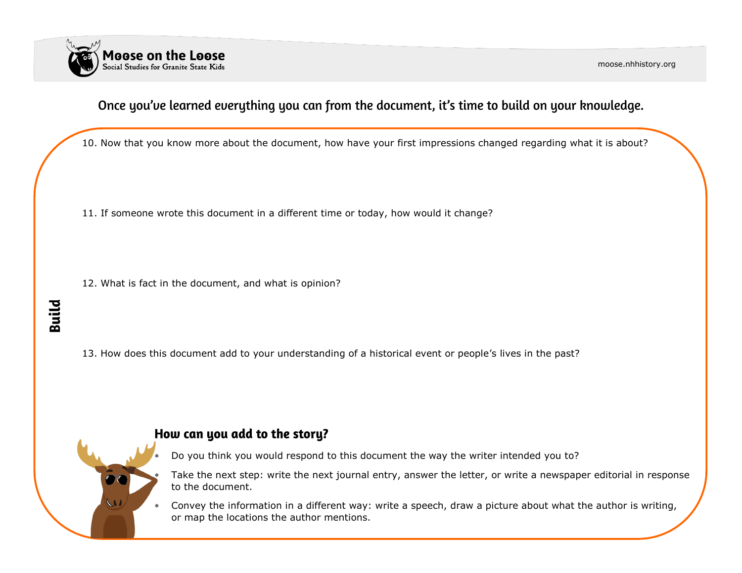Once you've learned everything you can from the document, it's time to build on your knowledge.

## Build

10. Now that you know more about the document, how have your first impressions changed regarding what it is about?

11. If someone wrote this document in a different time or today, how would it change?

12. What is fact in the document, and what is opinion?

13. How does this document add to your understanding of a historical event or people's lives in the past?

### How can you add to the story?

- Do you think you would respond to this document the way the writer intended you to?
- Take the next step: write the next journal entry, answer the letter, or write a newspaper editorial in response to the document.
- Convey the information in a different way: write a speech, draw a picture about what the author is writing, or map the locations the author mentions.